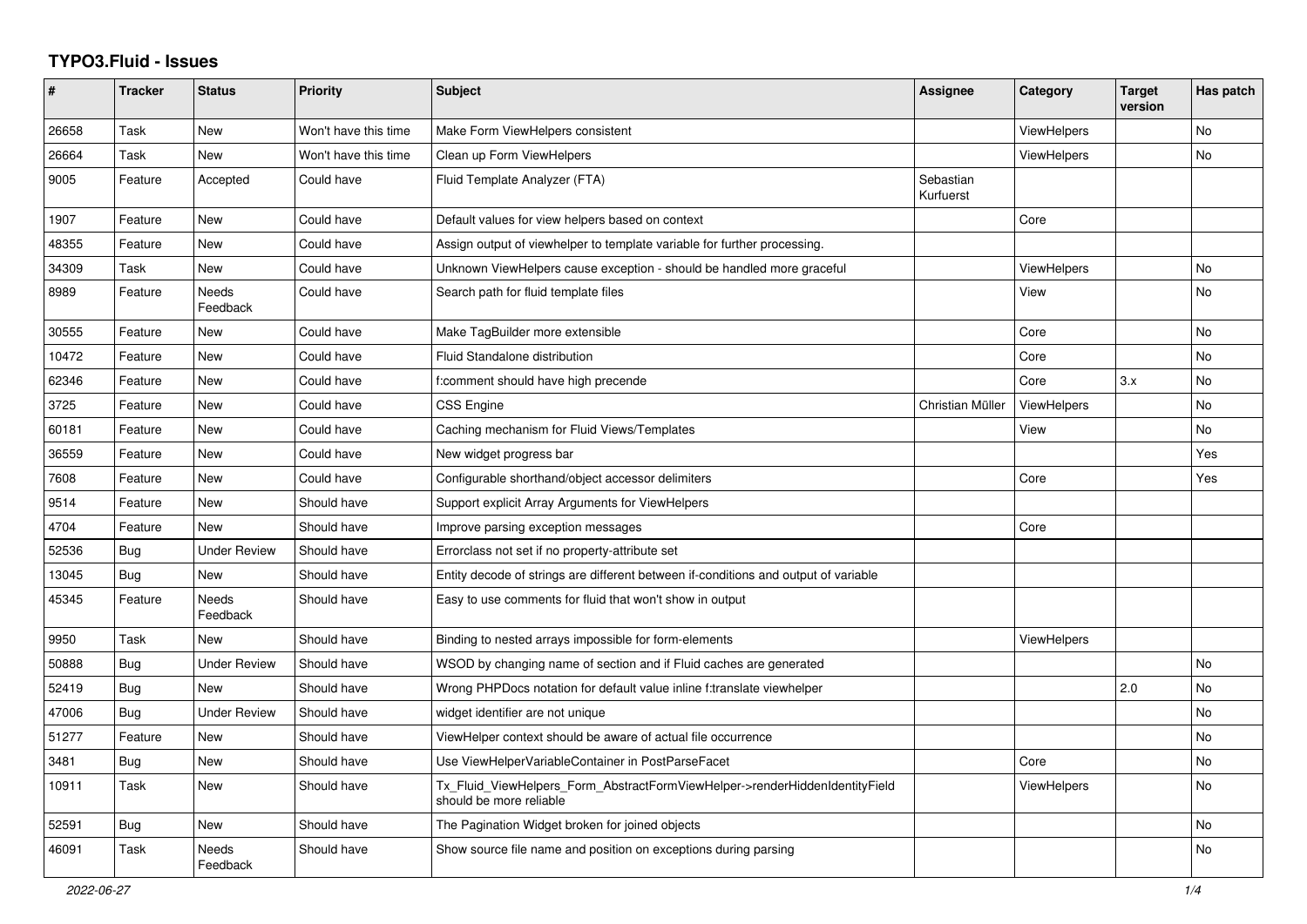# TYPO3.Fluid - Issues

| # | Tracker | Status | Priority | Subject | Assignee | Category | Target version | Has patch |
|---|---|---|---|---|---|---|---|---|
| 26658 | Task | New | Won't have this time | Make Form ViewHelpers consistent | | ViewHelpers | | No |
| 26664 | Task | New | Won't have this time | Clean up Form ViewHelpers | | ViewHelpers | | No |
| 9005 | Feature | Accepted | Could have | Fluid Template Analyzer (FTA) | Sebastian Kurfuerst | | | |
| 1907 | Feature | New | Could have | Default values for view helpers based on context | | Core | | |
| 48355 | Feature | New | Could have | Assign output of viewhelper to template variable for further processing. | | | | |
| 34309 | Task | New | Could have | Unknown ViewHelpers cause exception - should be handled more graceful | | ViewHelpers | | No |
| 8989 | Feature | Needs Feedback | Could have | Search path for fluid template files | | View | | No |
| 30555 | Feature | New | Could have | Make TagBuilder more extensible | | Core | | No |
| 10472 | Feature | New | Could have | Fluid Standalone distribution | | Core | | No |
| 62346 | Feature | New | Could have | f:comment should have high precende | | Core | 3.x | No |
| 3725 | Feature | New | Could have | CSS Engine | Christian Müller | ViewHelpers | | No |
| 60181 | Feature | New | Could have | Caching mechanism for Fluid Views/Templates | | View | | No |
| 36559 | Feature | New | Could have | New widget progress bar | | | | Yes |
| 7608 | Feature | New | Could have | Configurable shorthand/object accessor delimiters | | Core | | Yes |
| 9514 | Feature | New | Should have | Support explicit Array Arguments for ViewHelpers | | | | |
| 4704 | Feature | New | Should have | Improve parsing exception messages | | Core | | |
| 52536 | Bug | Under Review | Should have | Errorclass not set if no property-attribute set | | | | |
| 13045 | Bug | New | Should have | Entity decode of strings are different between if-conditions and output of variable | | | | |
| 45345 | Feature | Needs Feedback | Should have | Easy to use comments for fluid that won't show in output | | | | |
| 9950 | Task | New | Should have | Binding to nested arrays impossible for form-elements | | ViewHelpers | | |
| 50888 | Bug | Under Review | Should have | WSOD by changing name of section and if Fluid caches are generated | | | | No |
| 52419 | Bug | New | Should have | Wrong PHPDocs notation for default value inline f:translate viewhelper | | | 2.0 | No |
| 47006 | Bug | Under Review | Should have | widget identifier are not unique | | | | No |
| 51277 | Feature | New | Should have | ViewHelper context should be aware of actual file occurrence | | | | No |
| 3481 | Bug | New | Should have | Use ViewHelperVariableContainer in PostParseFacet | | Core | | No |
| 10911 | Task | New | Should have | Tx_Fluid_ViewHelpers_Form_AbstractFormViewHelper->renderHiddenIdentityField should be more reliable | | ViewHelpers | | No |
| 52591 | Bug | New | Should have | The Pagination Widget broken for joined objects | | | | No |
| 46091 | Task | Needs Feedback | Should have | Show source file name and position on exceptions during parsing | | | | No |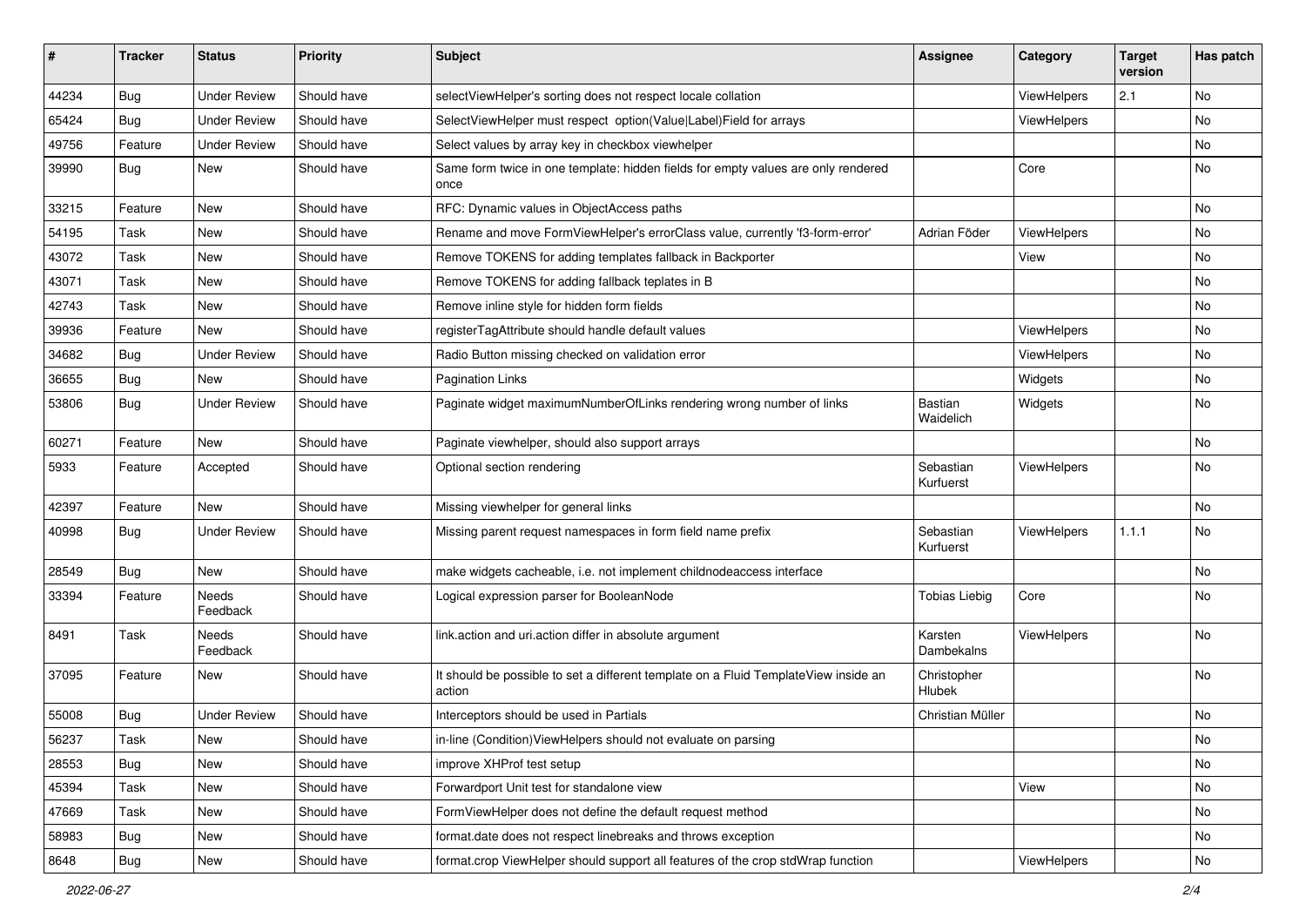| # | Tracker | Status | Priority | Subject | Assignee | Category | Target version | Has patch |
|---|---|---|---|---|---|---|---|---|
| 44234 | Bug | Under Review | Should have | selectViewHelper's sorting does not respect locale collation | | ViewHelpers | 2.1 | No |
| 65424 | Bug | Under Review | Should have | SelectViewHelper must respect option(Value\|Label)Field for arrays | | ViewHelpers | | No |
| 49756 | Feature | Under Review | Should have | Select values by array key in checkbox viewhelper | | | | No |
| 39990 | Bug | New | Should have | Same form twice in one template: hidden fields for empty values are only rendered once | | Core | | No |
| 33215 | Feature | New | Should have | RFC: Dynamic values in ObjectAccess paths | | | | No |
| 54195 | Task | New | Should have | Rename and move FormViewHelper's errorClass value, currently 'f3-form-error' | Adrian Föder | ViewHelpers | | No |
| 43072 | Task | New | Should have | Remove TOKENS for adding templates fallback in Backporter | | View | | No |
| 43071 | Task | New | Should have | Remove TOKENS for adding fallback teplates in B | | | | No |
| 42743 | Task | New | Should have | Remove inline style for hidden form fields | | | | No |
| 39936 | Feature | New | Should have | registerTagAttribute should handle default values | | ViewHelpers | | No |
| 34682 | Bug | Under Review | Should have | Radio Button missing checked on validation error | | ViewHelpers | | No |
| 36655 | Bug | New | Should have | Pagination Links | | Widgets | | No |
| 53806 | Bug | Under Review | Should have | Paginate widget maximumNumberOfLinks rendering wrong number of links | Bastian Waidelich | Widgets | | No |
| 60271 | Feature | New | Should have | Paginate viewhelper, should also support arrays | | | | No |
| 5933 | Feature | Accepted | Should have | Optional section rendering | Sebastian Kurfuerst | ViewHelpers | | No |
| 42397 | Feature | New | Should have | Missing viewhelper for general links | | | | No |
| 40998 | Bug | Under Review | Should have | Missing parent request namespaces in form field name prefix | Sebastian Kurfuerst | ViewHelpers | 1.1.1 | No |
| 28549 | Bug | New | Should have | make widgets cacheable, i.e. not implement childnodeaccess interface | | | | No |
| 33394 | Feature | Needs Feedback | Should have | Logical expression parser for BooleanNode | Tobias Liebig | Core | | No |
| 8491 | Task | Needs Feedback | Should have | link.action and uri.action differ in absolute argument | Karsten Dambekalns | ViewHelpers | | No |
| 37095 | Feature | New | Should have | It should be possible to set a different template on a Fluid TemplateView inside an action | Christopher Hlubek | | | No |
| 55008 | Bug | Under Review | Should have | Interceptors should be used in Partials | Christian Müller | | | No |
| 56237 | Task | New | Should have | in-line (Condition)ViewHelpers should not evaluate on parsing | | | | No |
| 28553 | Bug | New | Should have | improve XHProf test setup | | | | No |
| 45394 | Task | New | Should have | Forwardport Unit test for standalone view | | View | | No |
| 47669 | Task | New | Should have | FormViewHelper does not define the default request method | | | | No |
| 58983 | Bug | New | Should have | format.date does not respect linebreaks and throws exception | | | | No |
| 8648 | Bug | New | Should have | format.crop ViewHelper should support all features of the crop stdWrap function | | ViewHelpers | | No |

*2022-06-27*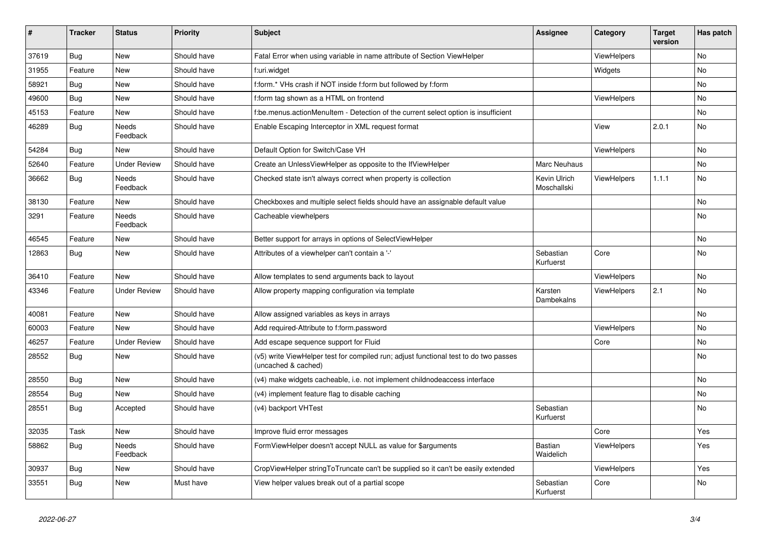| # | Tracker | Status | Priority | Subject | Assignee | Category | Target version | Has patch |
|---|---|---|---|---|---|---|---|---|
| 37619 | Bug | New | Should have | Fatal Error when using variable in name attribute of Section ViewHelper | | ViewHelpers | | No |
| 31955 | Feature | New | Should have | f:uri.widget | | Widgets | | No |
| 58921 | Bug | New | Should have | f:form.* VHs crash if NOT inside f:form but followed by f:form | | | | No |
| 49600 | Bug | New | Should have | f:form tag shown as a HTML on frontend | | ViewHelpers | | No |
| 45153 | Feature | New | Should have | f:be.menus.actionMenuItem - Detection of the current select option is insufficient | | | | No |
| 46289 | Bug | Needs Feedback | Should have | Enable Escaping Interceptor in XML request format | | View | 2.0.1 | No |
| 54284 | Bug | New | Should have | Default Option for Switch/Case VH | | ViewHelpers | | No |
| 52640 | Feature | Under Review | Should have | Create an UnlessViewHelper as opposite to the IfViewHelper | Marc Neuhaus | | | No |
| 36662 | Bug | Needs Feedback | Should have | Checked state isn't always correct when property is collection | Kevin Ulrich Moschallski | ViewHelpers | 1.1.1 | No |
| 38130 | Feature | New | Should have | Checkboxes and multiple select fields should have an assignable default value | | | | No |
| 3291 | Feature | Needs Feedback | Should have | Cacheable viewhelpers | | | | No |
| 46545 | Feature | New | Should have | Better support for arrays in options of SelectViewHelper | | | | No |
| 12863 | Bug | New | Should have | Attributes of a viewhelper can't contain a '-' | Sebastian Kurfuerst | Core | | No |
| 36410 | Feature | New | Should have | Allow templates to send arguments back to layout | | ViewHelpers | | No |
| 43346 | Feature | Under Review | Should have | Allow property mapping configuration via template | Karsten Dambekalns | ViewHelpers | 2.1 | No |
| 40081 | Feature | New | Should have | Allow assigned variables as keys in arrays | | | | No |
| 60003 | Feature | New | Should have | Add required-Attribute to f:form.password | | ViewHelpers | | No |
| 46257 | Feature | Under Review | Should have | Add escape sequence support for Fluid | | Core | | No |
| 28552 | Bug | New | Should have | (v5) write ViewHelper test for compiled run; adjust functional test to do two passes (uncached & cached) | | | | No |
| 28550 | Bug | New | Should have | (v4) make widgets cacheable, i.e. not implement childnodeaccess interface | | | | No |
| 28554 | Bug | New | Should have | (v4) implement feature flag to disable caching | | | | No |
| 28551 | Bug | Accepted | Should have | (v4) backport VHTest | Sebastian Kurfuerst | | | No |
| 32035 | Task | New | Should have | Improve fluid error messages | | Core | | Yes |
| 58862 | Bug | Needs Feedback | Should have | FormViewHelper doesn't accept NULL as value for $arguments | Bastian Waidelich | ViewHelpers | | Yes |
| 30937 | Bug | New | Should have | CropViewHelper stringToTruncate can't be supplied so it can't be easily extended | | ViewHelpers | | Yes |
| 33551 | Bug | New | Must have | View helper values break out of a partial scope | Sebastian Kurfuerst | Core | | No |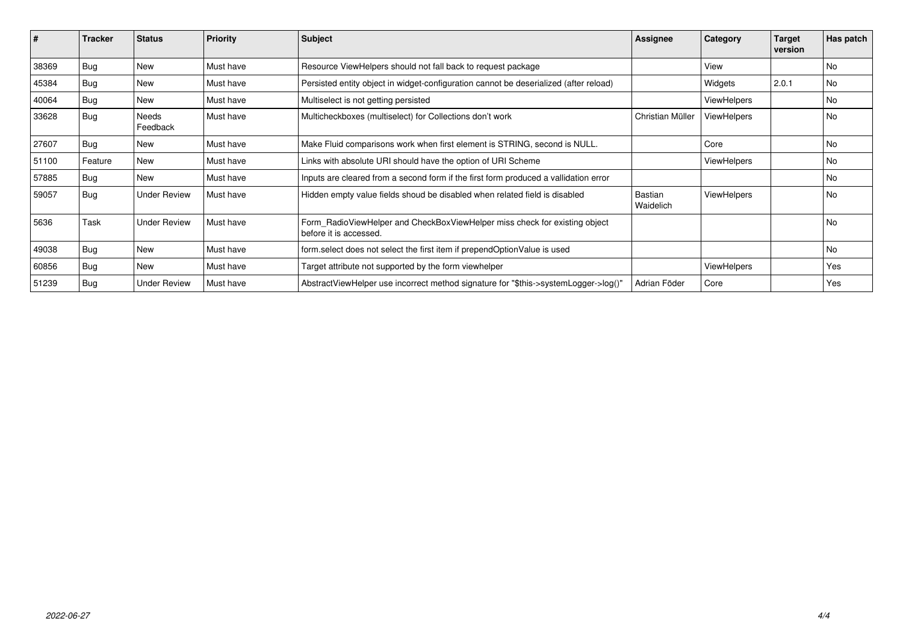| # | Tracker | Status | Priority | Subject | Assignee | Category | Target version | Has patch |
|---|---|---|---|---|---|---|---|---|
| 38369 | Bug | New | Must have | Resource ViewHelpers should not fall back to request package | | View | | No |
| 45384 | Bug | New | Must have | Persisted entity object in widget-configuration cannot be deserialized (after reload) | | Widgets | 2.0.1 | No |
| 40064 | Bug | New | Must have | Multiselect is not getting persisted | | ViewHelpers | | No |
| 33628 | Bug | Needs Feedback | Must have | Multicheckboxes (multiselect) for Collections don't work | Christian Müller | ViewHelpers | | No |
| 27607 | Bug | New | Must have | Make Fluid comparisons work when first element is STRING, second is NULL. | | Core | | No |
| 51100 | Feature | New | Must have | Links with absolute URI should have the option of URI Scheme | | ViewHelpers | | No |
| 57885 | Bug | New | Must have | Inputs are cleared from a second form if the first form produced a vallidation error | | | | No |
| 59057 | Bug | Under Review | Must have | Hidden empty value fields shoud be disabled when related field is disabled | Bastian Waidelich | ViewHelpers | | No |
| 5636 | Task | Under Review | Must have | Form_RadioViewHelper and CheckBoxViewHelper miss check for existing object before it is accessed. | | | | No |
| 49038 | Bug | New | Must have | form.select does not select the first item if prependOptionValue is used | | | | No |
| 60856 | Bug | New | Must have | Target attribute not supported by the form viewhelper | | ViewHelpers | | Yes |
| 51239 | Bug | Under Review | Must have | AbstractViewHelper use incorrect method signature for "$this->systemLogger->log()" | Adrian Föder | Core | | Yes |

*2022-06-27*